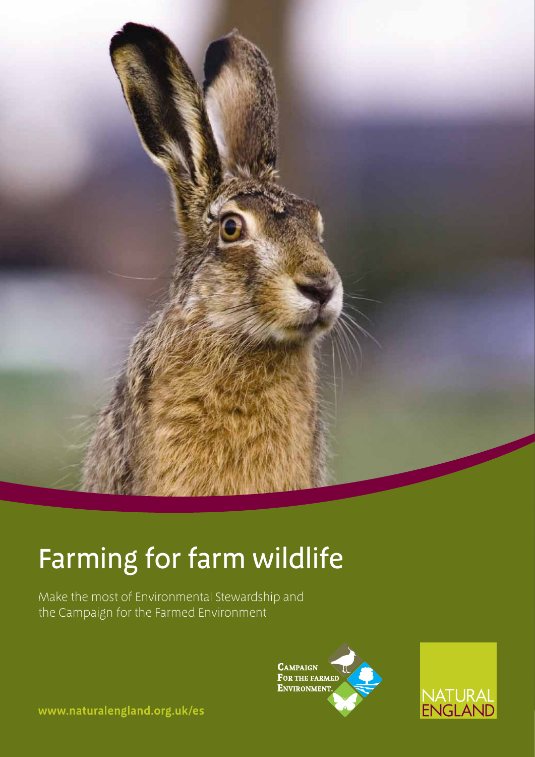# Farming for farm wildlife

Make the most of Environmental Stewardship and the Campaign for the Farmed Environment

Campaign For the Farmed Environment.

NATURAL ENGLAND

www.naturalengland.org.uk/es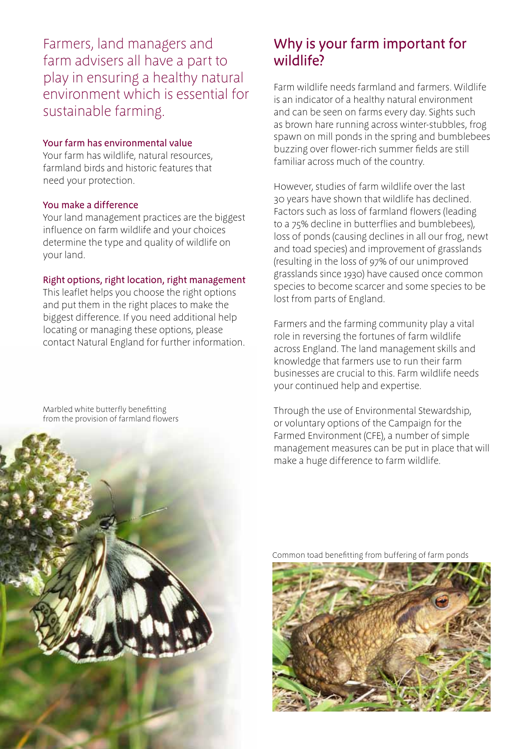Farmers, land managers and farm advisers all have a part to play in ensuring a healthy natural environment which is essential for sustainable farming.

### Your farm has environmental value

Your farm has wildlife, natural resources, farmland birds and historic features that need your protection.

### You make a difference

Your land management practices are the biggest influence on farm wildlife and your choices determine the type and quality of wildlife on your land.

### Right options, right location, right management

This leaflet helps you choose the right options and put them in the right places to make the biggest difference. If you need additional help locating or managing these options, please contact Natural England for further information.

Marbled white butterfly benefitting from the provision of farmland flowers

## Why is your farm important for wildlife?

Farm wildlife needs farmland and farmers. Wildlife is an indicator of a healthy natural environment and can be seen on farms every day. Sights such as brown hare running across winter-stubbles, frog spawn on mill ponds in the spring and bumblebees buzzing over flower-rich summer fields are still familiar across much of the country.

However, studies of farm wildlife over the last 30 years have shown that wildlife has declined. Factors such as loss of farmland flowers (leading to a 75% decline in butterflies and bumblebees), loss of ponds (causing declines in all our frog, newt and toad species) and improvement of grasslands (resulting in the loss of 97% of our unimproved grasslands since 1930) have caused once common species to become scarcer and some species to be lost from parts of England.

Farmers and the farming community play a vital role in reversing the fortunes of farm wildlife across England. The land management skills and knowledge that farmers use to run their farm businesses are crucial to this. Farm wildlife needs your continued help and expertise.

Through the use of Environmental Stewardship, or voluntary options of the Campaign for the Farmed Environment (CFE), a number of simple management measures can be put in place that will make a huge difference to farm wildlife.

Common toad benefitting from buffering of farm ponds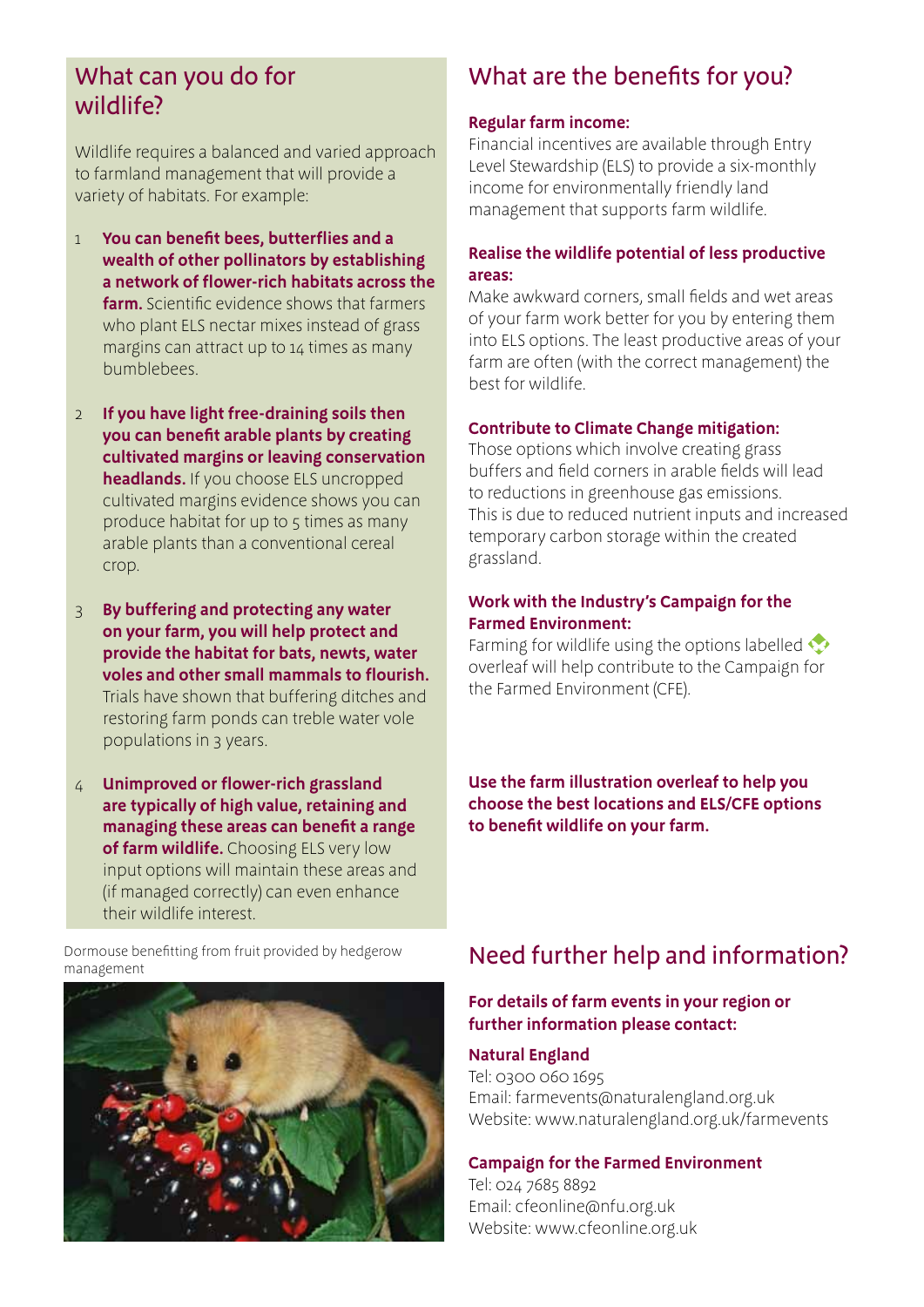## What can you do for wildlife?

Wildlife requires a balanced and varied approach to farmland management that will provide a variety of habitats. For example:

1. **You can benefit bees, butterflies and a wealth of other pollinators by establishing a network of flower-rich habitats across the farm.** Scientific evidence shows that farmers who plant ELS nectar mixes instead of grass margins can attract up to 14 times as many bumblebees.

2. **If you have light free-draining soils then you can benefit arable plants by creating cultivated margins or leaving conservation headlands.** If you choose ELS uncropped cultivated margins evidence shows you can produce habitat for up to 5 times as many arable plants than a conventional cereal crop.

3. **By buffering and protecting any water on your farm, you will help protect and provide the habitat for bats, newts, water voles and other small mammals to flourish.** Trials have shown that buffering ditches and restoring farm ponds can treble water vole populations in 3 years.

4. **Unimproved or flower-rich grassland are typically of high value, retaining and managing these areas can benefit a range of farm wildlife.** Choosing ELS very low input options will maintain these areas and (if managed correctly) can even enhance their wildlife interest.

Dormouse benefitting from fruit provided by hedgerow management

## What are the benefits for you?

**Regular farm income:**
Financial incentives are available through Entry Level Stewardship (ELS) to provide a six-monthly income for environmentally friendly land management that supports farm wildlife.

**Realise the wildlife potential of less productive areas:**
Make awkward corners, small fields and wet areas of your farm work better for you by entering them into ELS options. The least productive areas of your farm are often (with the correct management) the best for wildlife.

**Contribute to Climate Change mitigation:**
Those options which involve creating grass buffers and field corners in arable fields will lead to reductions in greenhouse gas emissions. This is due to reduced nutrient inputs and increased temporary carbon storage within the created grassland.

**Work with the Industry's Campaign for the Farmed Environment:**
Farming for wildlife using the options labelled overleaf will help contribute to the Campaign for the Farmed Environment (CFE).

**Use the farm illustration overleaf to help you choose the best locations and ELS/CFE options to benefit wildlife on your farm.**

## Need further help and information?

**For details of farm events in your region or further information please contact:**

**Natural England**
Tel: 0300 060 1695
Email: farmevents@naturalengland.org.uk
Website: www.naturalengland.org.uk/farmevents

**Campaign for the Farmed Environment**
Tel: 024 7685 8892
Email: cfeonline@nfu.org.uk
Website: www.cfeonline.org.uk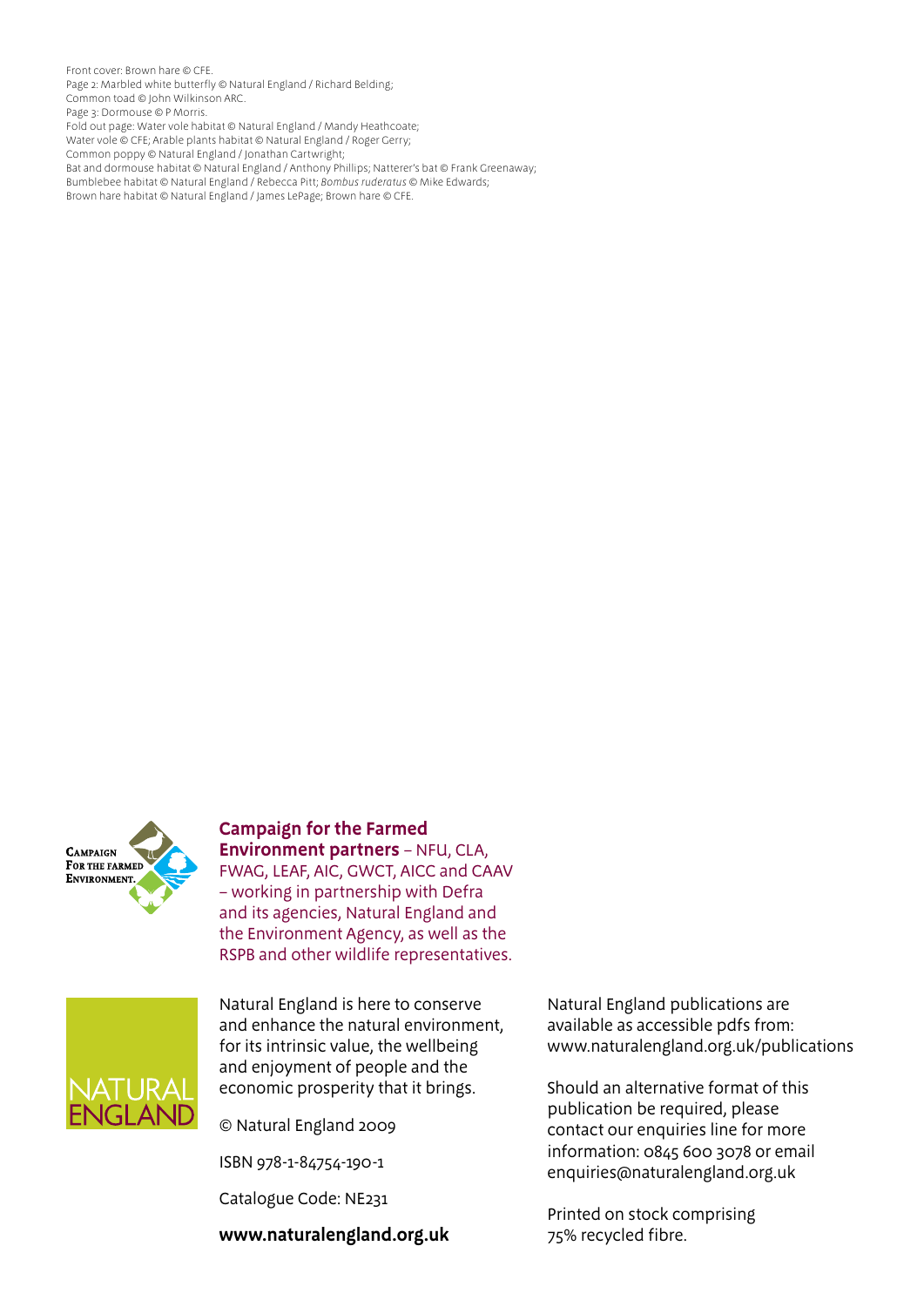Front cover: Brown hare © CFE.
Page 2: Marbled white butterfly © Natural England / Richard Belding;
Common toad © John Wilkinson ARC.
Page 3: Dormouse © P Morris.
Fold out page: Water vole habitat © Natural England / Mandy Heathcoate;
Water vole © CFE; Arable plants habitat © Natural England / Roger Gerry;
Common poppy © Natural England / Jonathan Cartwright;
Bat and dormouse habitat © Natural England / Anthony Phillips; Natterer's bat © Frank Greenaway;
Bumblebee habitat © Natural England / Rebecca Pitt; *Bombus ruderatus* © Mike Edwards;
Brown hare habitat © Natural England / James LePage; Brown hare © CFE.

CAMPAIGN FOR THE FARMED ENVIRONMENT.

**Campaign for the Farmed Environment partners** – NFU, CLA, FWAG, LEAF, AIC, GWCT, AICC and CAAV – working in partnership with Defra and its agencies, Natural England and the Environment Agency, as well as the RSPB and other wildlife representatives.

NATURAL ENGLAND

Natural England is here to conserve and enhance the natural environment, for its intrinsic value, the wellbeing and enjoyment of people and the economic prosperity that it brings.

© Natural England 2009

ISBN 978-1-84754-190-1

Catalogue Code: NE231

**www.naturalengland.org.uk**

Natural England publications are available as accessible pdfs from: www.naturalengland.org.uk/publications

Should an alternative format of this publication be required, please contact our enquiries line for more information: 0845 600 3078 or email enquiries@naturalengland.org.uk

Printed on stock comprising 75% recycled fibre.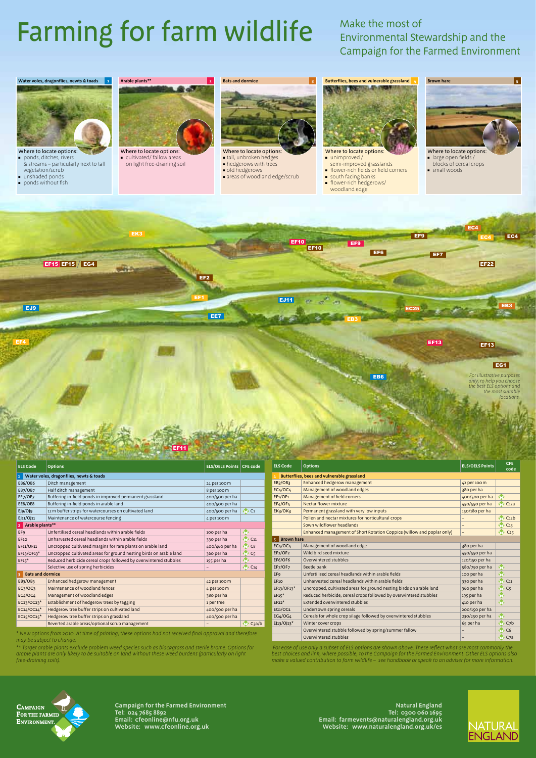# Farming for farm wildlife

Make the most of Environmental Stewardship and the Campaign for the Farmed Environment

### 1 Water voles, dragonflies, newts & toads

Where to locate options:
- ponds, ditches, rivers & streams – particularly next to tall vegetation/scrub
- unshaded ponds
- ponds without fish

### 2 Arable plants**

Where to locate options:
- cultivated/ fallow areas on light free-draining soil

### 3 Bats and dormice

Where to locate options:
- tall, unbroken hedges
- hedgerows with trees
- old hedgerows
- areas of woodland edge/scrub

### 4 Butterflies, bees and vulnerable grassland

Where to locate options:
- unimproved / semi-improved grasslands
- flower-rich fields or field corners
- south facing banks
- flower-rich hedgerows/ woodland edge

### 5 Brown hare

Where to locate options:
- large open fields / blocks of cereal crops
- small woods

EK3 EF15 EF15 EG4 EF2 EF1 EJ9 EE7 EF4 EF10 EF10 EF9 EF6 EF9 EF7 EC4 EC4 EC4 EF22 EJ11 EB3 EC25 EB3 EF13 EF13 EG1 EB6 EF11

*For illustrative purposes only, to help you choose the best ELS options and the most suitable locations.*

| ELS Code | Options | ELS/OELS Points | CFE code |
|---|---|---|---|
| **1 Water voles, dragonflies, newts & toads** | | | |
| EB6/OB6 | Ditch management | 24 per 100 m | |
| EB7/OB7 | Half ditch management | 8 per 100 m | |
| EE7/OE7 | Buffering in-field ponds in improved permanent grassland | 400/500 per ha | |
| EE8/OE8 | Buffering in-field ponds in arable land | 400/500 per ha | |
| EJ9/OJ9 | 12 m buffer strips for watercourses on cultivated land | 400/500 per ha | C1 |
| EJ11/OJ11 | Maintenance of watercourse fencing | 4 per 100 m | |
| **2 Arable plants**** | | | |
| EF9 | Unfertilised cereal headlands within arable fields | 100 per ha | ✓ |
| EF10 | Unharvested cereal headlands within arable fields | 330 per ha | C11 |
| EF11/OF11 | Uncropped cultivated margins for rare plants on arable land | 400/460 per ha | C8 |
| EF13/OF13* | Uncropped cultivated areas for ground nesting birds on arable land | 360 per ha | C5 |
| EF15* | Reduced herbicide cereal crops followed by overwintered stubbles | 195 per ha | ✓ |
| | Selective use of spring herbicides | – | C14 |
| **3 Bats and dormice** | | | |
| EB3/OB3 | Enhanced hedgerow management | 42 per 100 m | |
| EC3/OC3 | Maintenance of woodland fences | 4 per 100 m | |
| EC4/OC4 | Management of woodland edges | 380 per ha | |
| EC23/OC23* | Establishment of hedgerow trees by tagging | 1 per tree | |
| EC24/OC24* | Hedgerow tree buffer strips on cultivated land | 400/500 per ha | |
| EC25/OC25* | Hedgerow tree buffer strips on grassland | 400/500 per ha | |
| | Reverted arable areas/optional scrub management | – | C3a/b |

*\* New options from 2010. At time of printing, these options had not received final approval and therefore may be subject to change.*

*\*\* Target arable plants exclude problem weed species such as blackgrass and sterile brome. Options for arable plants are only likely to be suitable on land without these weed burdens (particularly on light free-draining soils).*

| ELS Code | Options | ELS/OELS Points | CFE code |
|---|---|---|---|
| **4 Butterflies, bees and vulnerable grassland** | | | |
| EB3/OB3 | Enhanced hedgerow management | 42 per 100 m | |
| EC4/OC4 | Management of woodland edges | 380 per ha | |
| EF1/OF1 | Management of field corners | 400/500 per ha | ✓ |
| EF4/OF4 | Nectar flower mixture | 450/550 per ha | C12a |
| EK3/OK3 | Permanent grassland with very low inputs | 150/180 per ha | |
| | Pollen and nectar mixtures for horticultural crops | – | C12b |
| | Sown wildflower headlands | – | C13 |
| | Enhanced management of Short Rotation Coppice (willow and poplar only) | – | C15 |
| **5 Brown hare** | | | |
| EC4/OC4 | Management of woodland edge | 380 per ha | |
| EF2/OF2 | Wild bird seed mixture | 450/550 per ha | |
| EF6/OF6 | Overwintered stubbles | 120/150 per ha | |
| EF7/OF7 | Beetle bank | 580/750 per ha | ✓ |
| EF9 | Unfertilised cereal headlands within arable fields | 100 per ha | ✓ |
| EF10 | Unharvested cereal headlands within arable fields | 330 per ha | C11 |
| EF13/OF13* | Uncropped, cultivated areas for ground nesting birds on arable land | 360 per ha | C5 |
| EF15* | Reduced herbicide, cereal crops followed by overwintered stubbles | 195 per ha | ✓ |
| EF22* | Extended overwintered stubbles | 410 per ha | ✓ |
| EG1/OG1 | Undersown spring cereals | 200/150 per ha | |
| EG4/OG4 | Cereals for whole crop silage followed by overwintered stubbles | 230/250 per ha | ✓ |
| EJ13/OJ13* | Winter cover crops | 65 per ha | C7b |
| | Overwintered stubble followed by spring/summer fallow | – | C6 |
| | Overwintered stubbles | – | C7a |

*For ease of use only a subset of ELS options are shown above. These reflect what are most commonly the best choices and link, where possible, to the Campaign for the Farmed Environment. Other ELS options also make a valued contribution to farm wildlife – see handbook or speak to an adviser for more information.*

**Campaign for the Farmed Environment**
Tel: 024 7685 8892
Email: cfeonline@nfu.org.uk
Website: www.cfeonline.org.uk

**Natural England**
Tel: 0300 060 1695
Email: farmevents@naturalengland.org.uk
Website: www.naturalengland.org.uk/es